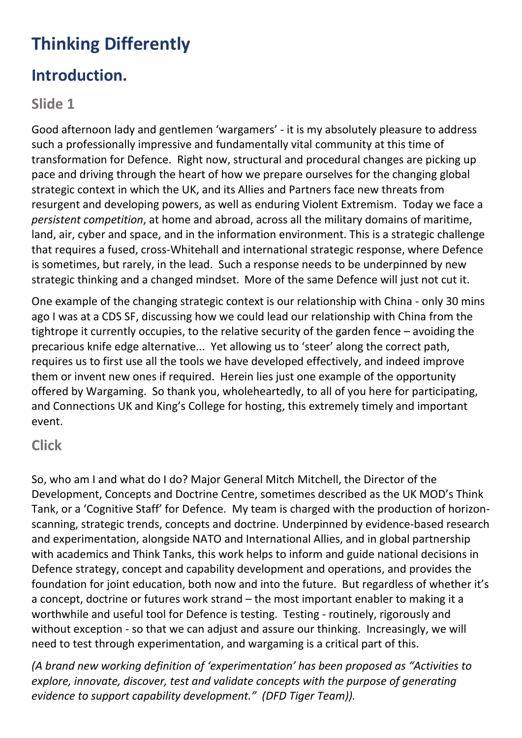# Thinking Differently

## Introduction.

### Slide 1

Good afternoon lady and gentlemen 'wargamers' - it is my absolutely pleasure to address such a professionally impressive and fundamentally vital community at this time of transformation for Defence. Right now, structural and procedural changes are picking up pace and driving through the heart of how we prepare ourselves for the changing global strategic context in which the UK, and its Allies and Partners face new threats from resurgent and developing powers, as well as enduring Violent Extremism. Today we face a *persistent competition*, at home and abroad, across all the military domains of maritime, land, air, cyber and space, and in the information environment. This is a strategic challenge that requires a fused, cross-Whitehall and international strategic response, where Defence is sometimes, but rarely, in the lead. Such a response needs to be underpinned by new strategic thinking and a changed mindset. More of the same Defence will just not cut it.

One example of the changing strategic context is our relationship with China - only 30 mins ago I was at a CDS SF, discussing how we could lead our relationship with China from the tightrope it currently occupies, to the relative security of the garden fence – avoiding the precarious knife edge alternative... Yet allowing us to 'steer' along the correct path, requires us to first use all the tools we have developed effectively, and indeed improve them or invent new ones if required. Herein lies just one example of the opportunity offered by Wargaming. So thank you, wholeheartedly, to all of you here for participating, and Connections UK and King's College for hosting, this extremely timely and important event.

### Click

So, who am I and what do I do? Major General Mitch Mitchell, the Director of the Development, Concepts and Doctrine Centre, sometimes described as the UK MOD's Think Tank, or a 'Cognitive Staff' for Defence. My team is charged with the production of horizon-scanning, strategic trends, concepts and doctrine. Underpinned by evidence-based research and experimentation, alongside NATO and International Allies, and in global partnership with academics and Think Tanks, this work helps to inform and guide national decisions in Defence strategy, concept and capability development and operations, and provides the foundation for joint education, both now and into the future. But regardless of whether it's a concept, doctrine or futures work strand – the most important enabler to making it a worthwhile and useful tool for Defence is testing. Testing - routinely, rigorously and without exception - so that we can adjust and assure our thinking. Increasingly, we will need to test through experimentation, and wargaming is a critical part of this.

*(A brand new working definition of 'experimentation' has been proposed as "Activities to explore, innovate, discover, test and validate concepts with the purpose of generating evidence to support capability development." (DFD Tiger Team)).*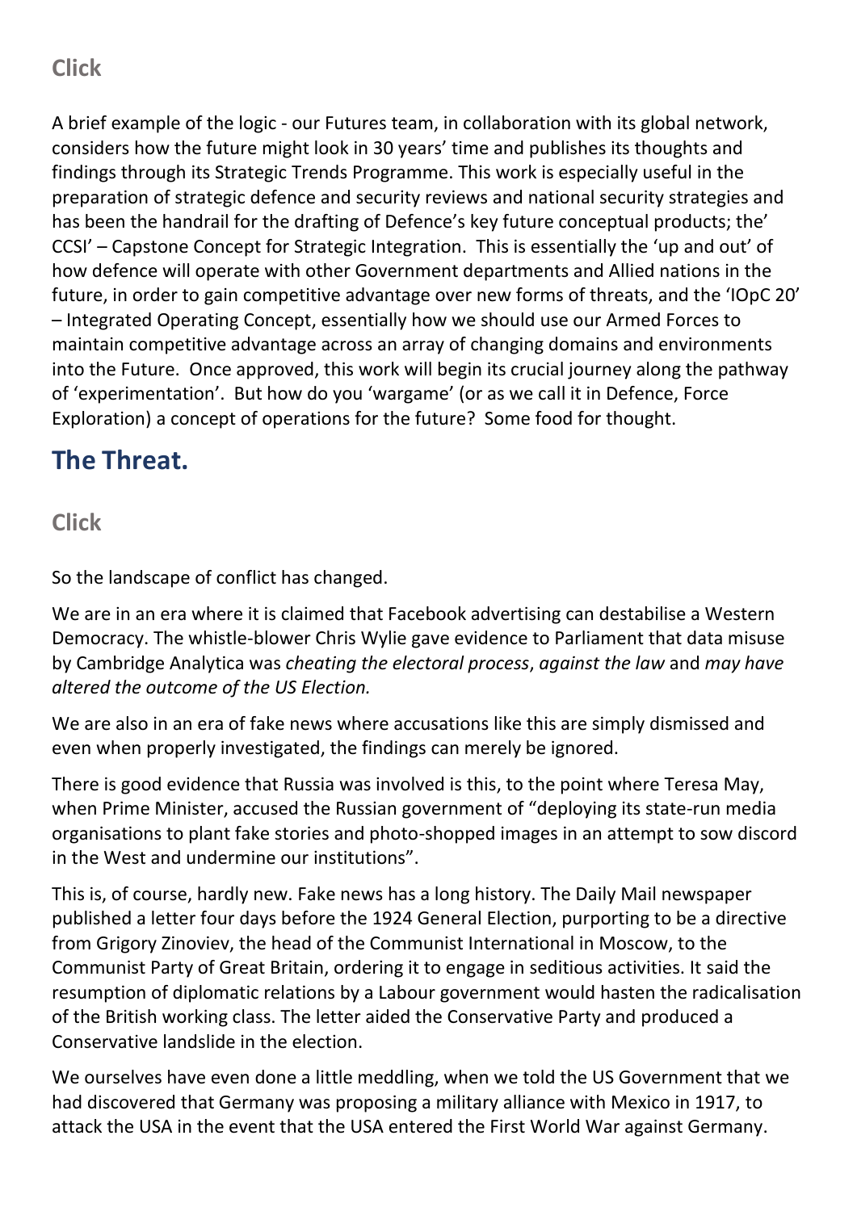### Click

A brief example of the logic - our Futures team, in collaboration with its global network, considers how the future might look in 30 years' time and publishes its thoughts and findings through its Strategic Trends Programme. This work is especially useful in the preparation of strategic defence and security reviews and national security strategies and has been the handrail for the drafting of Defence's key future conceptual products; the' CCSI' – Capstone Concept for Strategic Integration. This is essentially the 'up and out' of how defence will operate with other Government departments and Allied nations in the future, in order to gain competitive advantage over new forms of threats, and the 'IOpC 20' – Integrated Operating Concept, essentially how we should use our Armed Forces to maintain competitive advantage across an array of changing domains and environments into the Future. Once approved, this work will begin its crucial journey along the pathway of 'experimentation'. But how do you 'wargame' (or as we call it in Defence, Force Exploration) a concept of operations for the future? Some food for thought.

## The Threat.

### Click

So the landscape of conflict has changed.

We are in an era where it is claimed that Facebook advertising can destabilise a Western Democracy. The whistle-blower Chris Wylie gave evidence to Parliament that data misuse by Cambridge Analytica was *cheating the electoral process*, *against the law* and *may have altered the outcome of the US Election.*

We are also in an era of fake news where accusations like this are simply dismissed and even when properly investigated, the findings can merely be ignored.

There is good evidence that Russia was involved is this, to the point where Teresa May, when Prime Minister, accused the Russian government of "deploying its state-run media organisations to plant fake stories and photo-shopped images in an attempt to sow discord in the West and undermine our institutions".

This is, of course, hardly new. Fake news has a long history. The Daily Mail newspaper published a letter four days before the 1924 General Election, purporting to be a directive from Grigory Zinoviev, the head of the Communist International in Moscow, to the Communist Party of Great Britain, ordering it to engage in seditious activities. It said the resumption of diplomatic relations by a Labour government would hasten the radicalisation of the British working class. The letter aided the Conservative Party and produced a Conservative landslide in the election.

We ourselves have even done a little meddling, when we told the US Government that we had discovered that Germany was proposing a military alliance with Mexico in 1917, to attack the USA in the event that the USA entered the First World War against Germany.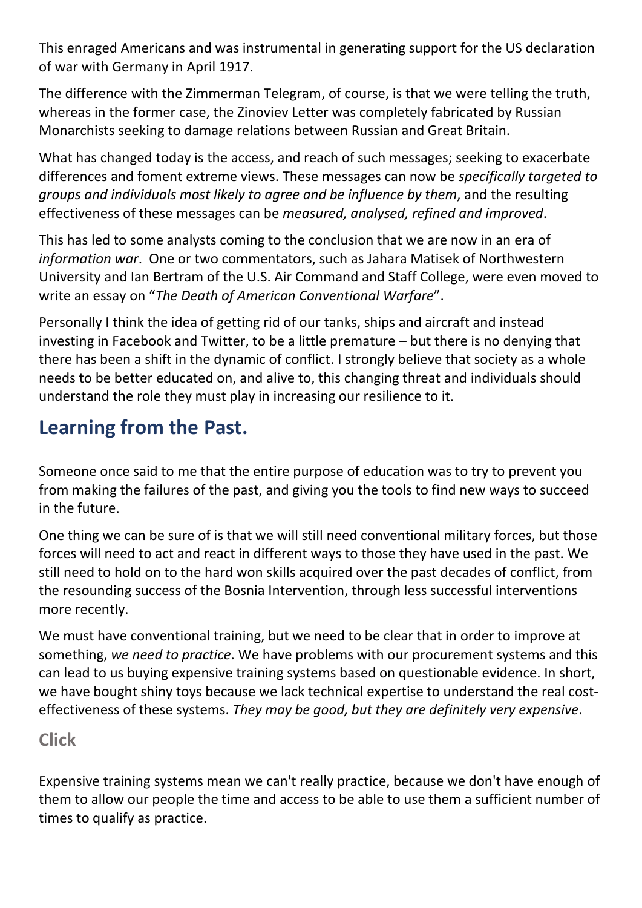This enraged Americans and was instrumental in generating support for the US declaration of war with Germany in April 1917.

The difference with the Zimmerman Telegram, of course, is that we were telling the truth, whereas in the former case, the Zinoviev Letter was completely fabricated by Russian Monarchists seeking to damage relations between Russian and Great Britain.

What has changed today is the access, and reach of such messages; seeking to exacerbate differences and foment extreme views. These messages can now be *specifically targeted to groups and individuals most likely to agree and be influence by them*, and the resulting effectiveness of these messages can be *measured, analysed, refined and improved*.

This has led to some analysts coming to the conclusion that we are now in an era of *information war*. One or two commentators, such as Jahara Matisek of Northwestern University and Ian Bertram of the U.S. Air Command and Staff College, were even moved to write an essay on "*The Death of American Conventional Warfare*".

Personally I think the idea of getting rid of our tanks, ships and aircraft and instead investing in Facebook and Twitter, to be a little premature – but there is no denying that there has been a shift in the dynamic of conflict. I strongly believe that society as a whole needs to be better educated on, and alive to, this changing threat and individuals should understand the role they must play in increasing our resilience to it.

## Learning from the Past.

Someone once said to me that the entire purpose of education was to try to prevent you from making the failures of the past, and giving you the tools to find new ways to succeed in the future.

One thing we can be sure of is that we will still need conventional military forces, but those forces will need to act and react in different ways to those they have used in the past. We still need to hold on to the hard won skills acquired over the past decades of conflict, from the resounding success of the Bosnia Intervention, through less successful interventions more recently.

We must have conventional training, but we need to be clear that in order to improve at something, *we need to practice*. We have problems with our procurement systems and this can lead to us buying expensive training systems based on questionable evidence. In short, we have bought shiny toys because we lack technical expertise to understand the real cost-effectiveness of these systems. *They may be good, but they are definitely very expensive*.

### Click

Expensive training systems mean we can't really practice, because we don't have enough of them to allow our people the time and access to be able to use them a sufficient number of times to qualify as practice.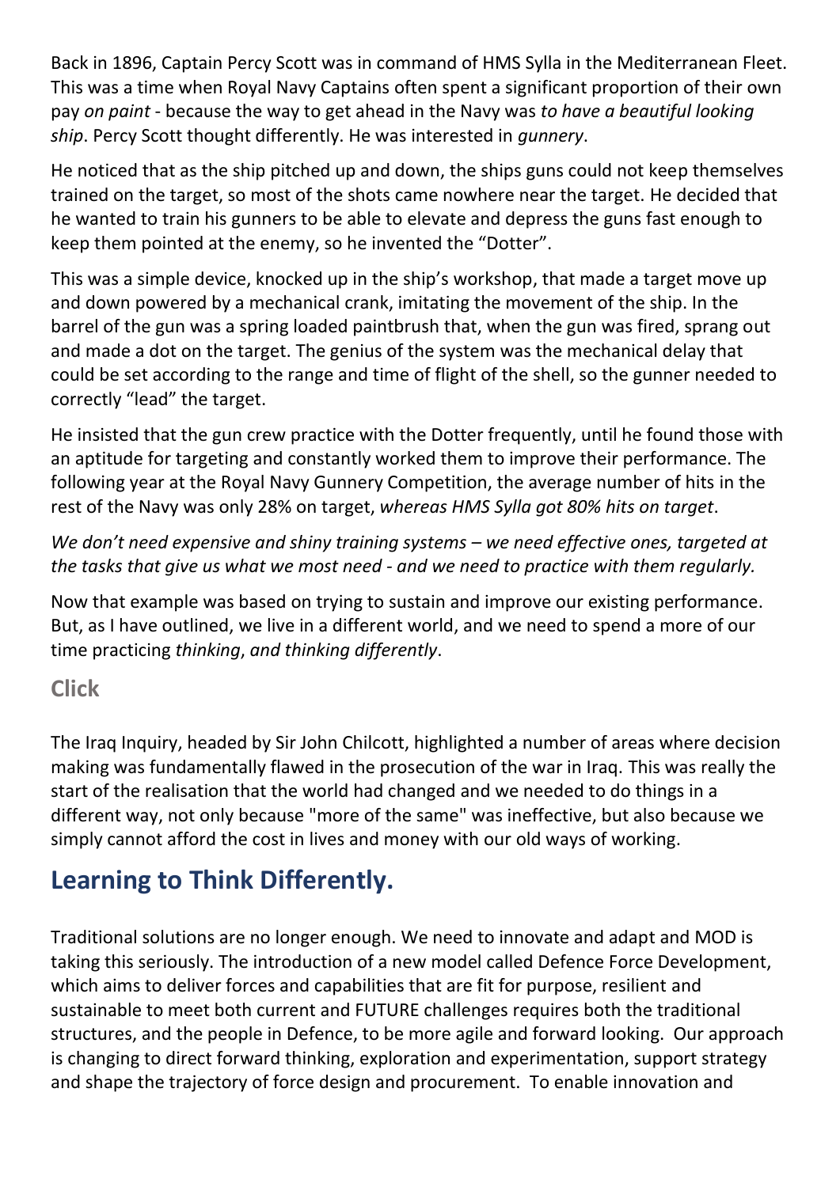Back in 1896, Captain Percy Scott was in command of HMS Sylla in the Mediterranean Fleet. This was a time when Royal Navy Captains often spent a significant proportion of their own pay *on paint* - because the way to get ahead in the Navy was *to have a beautiful looking ship*. Percy Scott thought differently. He was interested in *gunnery*.

He noticed that as the ship pitched up and down, the ships guns could not keep themselves trained on the target, so most of the shots came nowhere near the target. He decided that he wanted to train his gunners to be able to elevate and depress the guns fast enough to keep them pointed at the enemy, so he invented the "Dotter".

This was a simple device, knocked up in the ship's workshop, that made a target move up and down powered by a mechanical crank, imitating the movement of the ship. In the barrel of the gun was a spring loaded paintbrush that, when the gun was fired, sprang out and made a dot on the target. The genius of the system was the mechanical delay that could be set according to the range and time of flight of the shell, so the gunner needed to correctly "lead" the target.

He insisted that the gun crew practice with the Dotter frequently, until he found those with an aptitude for targeting and constantly worked them to improve their performance. The following year at the Royal Navy Gunnery Competition, the average number of hits in the rest of the Navy was only 28% on target, *whereas HMS Sylla got 80% hits on target*.

*We don't need expensive and shiny training systems – we need effective ones, targeted at the tasks that give us what we most need - and we need to practice with them regularly.*

Now that example was based on trying to sustain and improve our existing performance. But, as I have outlined, we live in a different world, and we need to spend a more of our time practicing *thinking*, *and thinking differently*.

**Click**

The Iraq Inquiry, headed by Sir John Chilcott, highlighted a number of areas where decision making was fundamentally flawed in the prosecution of the war in Iraq. This was really the start of the realisation that the world had changed and we needed to do things in a different way, not only because "more of the same" was ineffective, but also because we simply cannot afford the cost in lives and money with our old ways of working.

## Learning to Think Differently.

Traditional solutions are no longer enough. We need to innovate and adapt and MOD is taking this seriously. The introduction of a new model called Defence Force Development, which aims to deliver forces and capabilities that are fit for purpose, resilient and sustainable to meet both current and FUTURE challenges requires both the traditional structures, and the people in Defence, to be more agile and forward looking. Our approach is changing to direct forward thinking, exploration and experimentation, support strategy and shape the trajectory of force design and procurement. To enable innovation and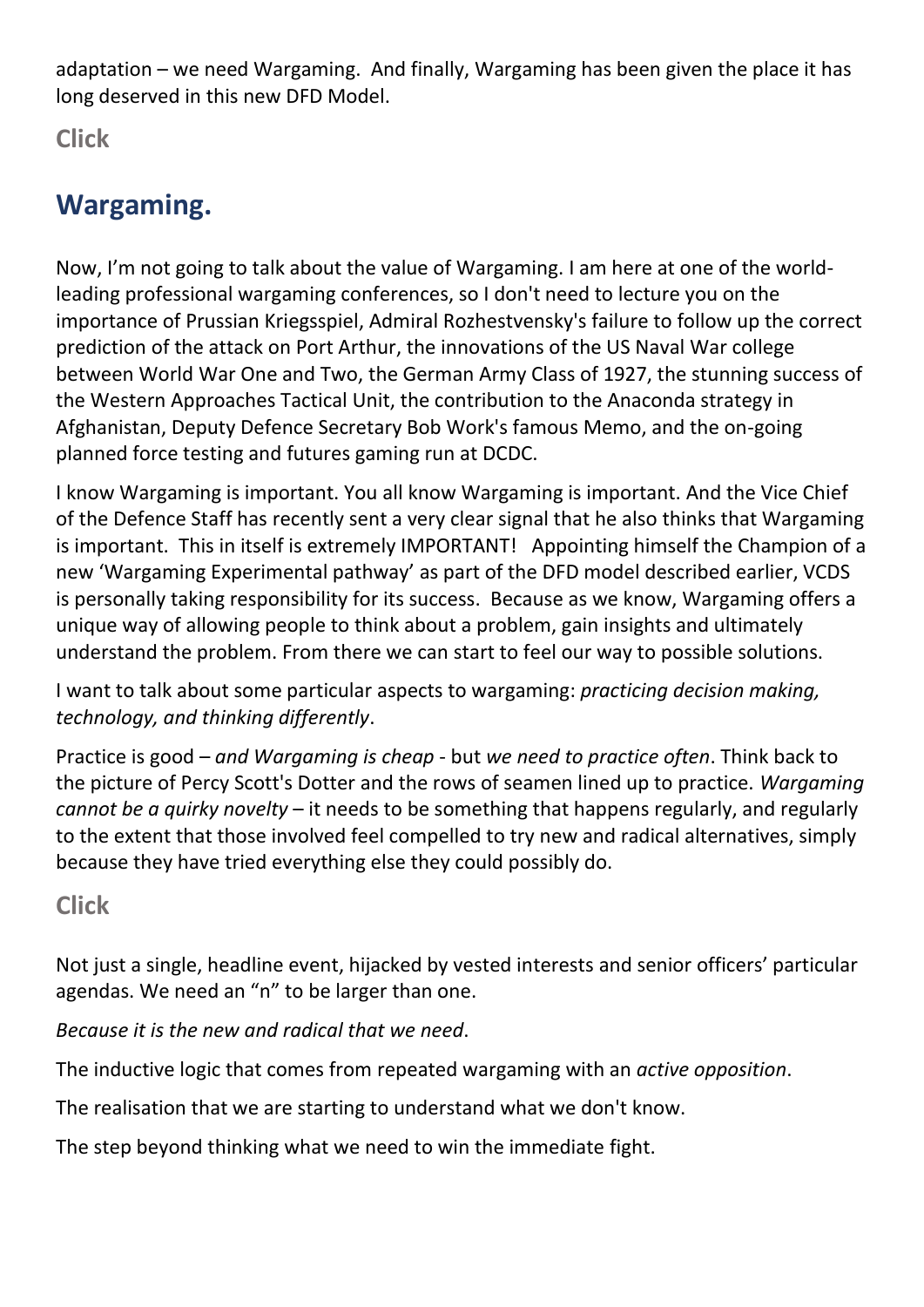adaptation – we need Wargaming. And finally, Wargaming has been given the place it has long deserved in this new DFD Model.

**Click**

## Wargaming.

Now, I'm not going to talk about the value of Wargaming. I am here at one of the world-leading professional wargaming conferences, so I don't need to lecture you on the importance of Prussian Kriegsspiel, Admiral Rozhestvensky's failure to follow up the correct prediction of the attack on Port Arthur, the innovations of the US Naval War college between World War One and Two, the German Army Class of 1927, the stunning success of the Western Approaches Tactical Unit, the contribution to the Anaconda strategy in Afghanistan, Deputy Defence Secretary Bob Work's famous Memo, and the on-going planned force testing and futures gaming run at DCDC.

I know Wargaming is important. You all know Wargaming is important. And the Vice Chief of the Defence Staff has recently sent a very clear signal that he also thinks that Wargaming is important. This in itself is extremely IMPORTANT! Appointing himself the Champion of a new 'Wargaming Experimental pathway' as part of the DFD model described earlier, VCDS is personally taking responsibility for its success. Because as we know, Wargaming offers a unique way of allowing people to think about a problem, gain insights and ultimately understand the problem. From there we can start to feel our way to possible solutions.

I want to talk about some particular aspects to wargaming: *practicing decision making, technology, and thinking differently*.

Practice is good – *and Wargaming is cheap* - but *we need to practice often*. Think back to the picture of Percy Scott's Dotter and the rows of seamen lined up to practice. *Wargaming cannot be a quirky novelty* – it needs to be something that happens regularly, and regularly to the extent that those involved feel compelled to try new and radical alternatives, simply because they have tried everything else they could possibly do.

**Click**

Not just a single, headline event, hijacked by vested interests and senior officers' particular agendas. We need an "n" to be larger than one.

*Because it is the new and radical that we need*.

The inductive logic that comes from repeated wargaming with an *active opposition*.

The realisation that we are starting to understand what we don't know.

The step beyond thinking what we need to win the immediate fight.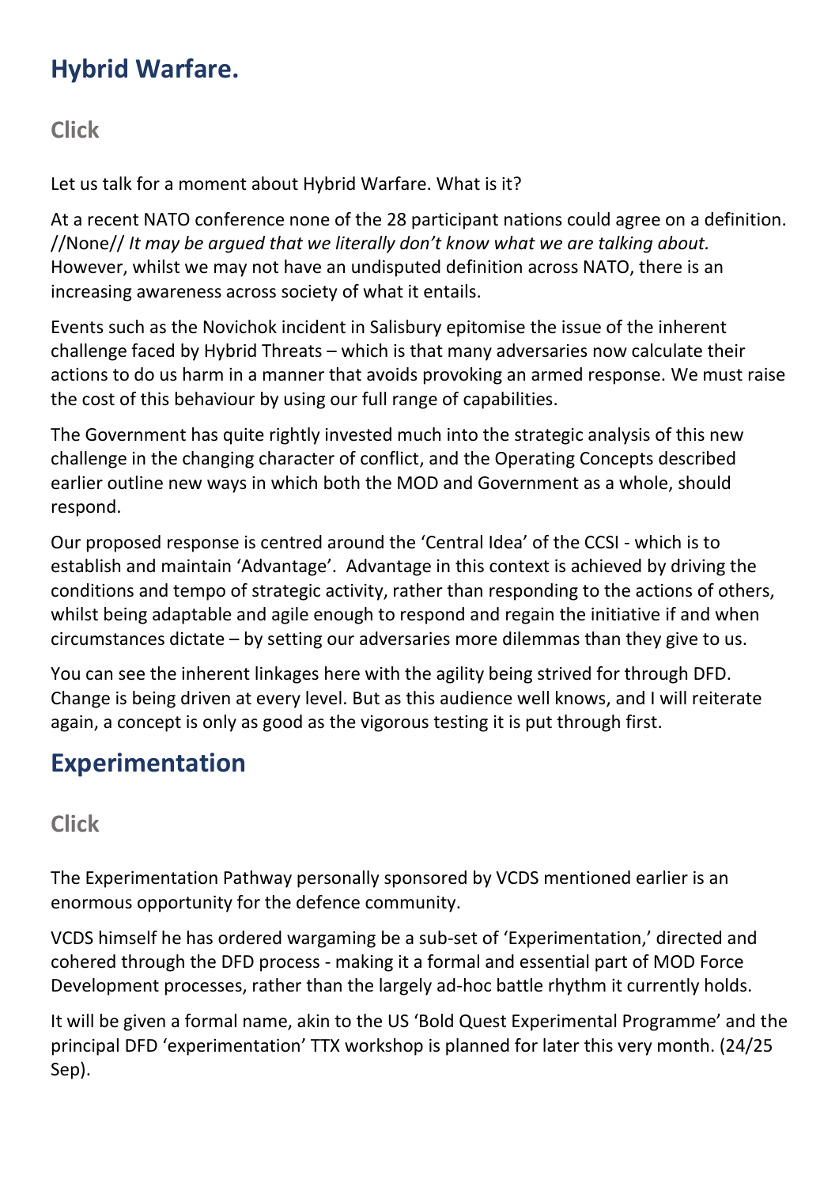## Hybrid Warfare.

### Click

Let us talk for a moment about Hybrid Warfare. What is it?

At a recent NATO conference none of the 28 participant nations could agree on a definition. //None// *It may be argued that we literally don't know what we are talking about.* However, whilst we may not have an undisputed definition across NATO, there is an increasing awareness across society of what it entails.

Events such as the Novichok incident in Salisbury epitomise the issue of the inherent challenge faced by Hybrid Threats – which is that many adversaries now calculate their actions to do us harm in a manner that avoids provoking an armed response. We must raise the cost of this behaviour by using our full range of capabilities.

The Government has quite rightly invested much into the strategic analysis of this new challenge in the changing character of conflict, and the Operating Concepts described earlier outline new ways in which both the MOD and Government as a whole, should respond.

Our proposed response is centred around the 'Central Idea' of the CCSI - which is to establish and maintain 'Advantage'. Advantage in this context is achieved by driving the conditions and tempo of strategic activity, rather than responding to the actions of others, whilst being adaptable and agile enough to respond and regain the initiative if and when circumstances dictate – by setting our adversaries more dilemmas than they give to us.

You can see the inherent linkages here with the agility being strived for through DFD. Change is being driven at every level. But as this audience well knows, and I will reiterate again, a concept is only as good as the vigorous testing it is put through first.

## Experimentation

### Click

The Experimentation Pathway personally sponsored by VCDS mentioned earlier is an enormous opportunity for the defence community.

VCDS himself he has ordered wargaming be a sub-set of 'Experimentation,' directed and cohered through the DFD process - making it a formal and essential part of MOD Force Development processes, rather than the largely ad-hoc battle rhythm it currently holds.

It will be given a formal name, akin to the US 'Bold Quest Experimental Programme' and the principal DFD 'experimentation' TTX workshop is planned for later this very month. (24/25 Sep).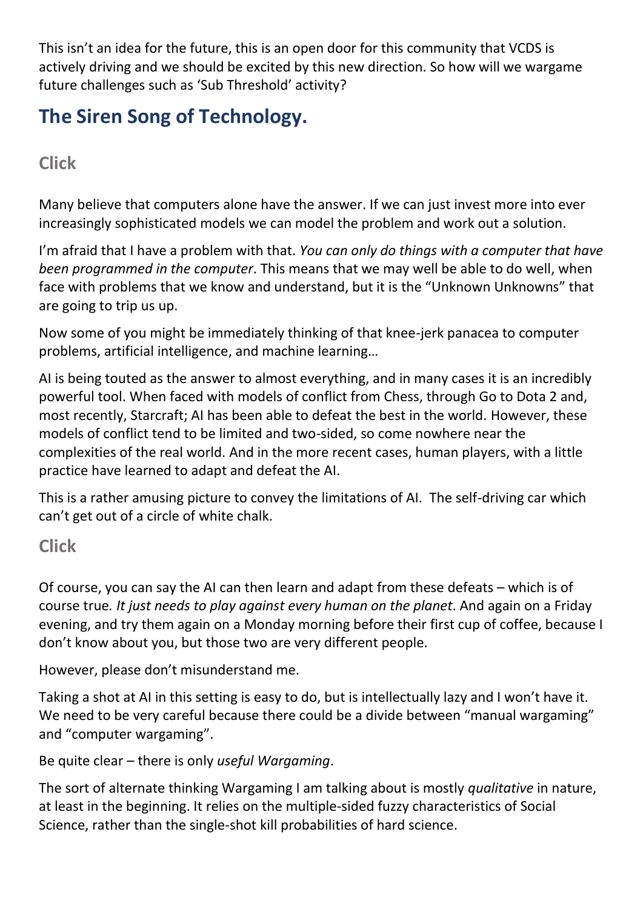This isn't an idea for the future, this is an open door for this community that VCDS is actively driving and we should be excited by this new direction. So how will we wargame future challenges such as 'Sub Threshold' activity?

## The Siren Song of Technology.

### Click

Many believe that computers alone have the answer. If we can just invest more into ever increasingly sophisticated models we can model the problem and work out a solution.

I'm afraid that I have a problem with that. *You can only do things with a computer that have been programmed in the computer*. This means that we may well be able to do well, when face with problems that we know and understand, but it is the "Unknown Unknowns" that are going to trip us up.

Now some of you might be immediately thinking of that knee-jerk panacea to computer problems, artificial intelligence, and machine learning…

AI is being touted as the answer to almost everything, and in many cases it is an incredibly powerful tool. When faced with models of conflict from Chess, through Go to Dota 2 and, most recently, Starcraft; AI has been able to defeat the best in the world. However, these models of conflict tend to be limited and two-sided, so come nowhere near the complexities of the real world. And in the more recent cases, human players, with a little practice have learned to adapt and defeat the AI.

This is a rather amusing picture to convey the limitations of AI. The self-driving car which can't get out of a circle of white chalk.

### Click

Of course, you can say the AI can then learn and adapt from these defeats – which is of course true*. It just needs to play against every human on the planet*. And again on a Friday evening, and try them again on a Monday morning before their first cup of coffee, because I don't know about you, but those two are very different people.

However, please don't misunderstand me.

Taking a shot at AI in this setting is easy to do, but is intellectually lazy and I won't have it. We need to be very careful because there could be a divide between "manual wargaming" and "computer wargaming".

Be quite clear – there is only *useful Wargaming*.

The sort of alternate thinking Wargaming I am talking about is mostly *qualitative* in nature, at least in the beginning. It relies on the multiple-sided fuzzy characteristics of Social Science, rather than the single-shot kill probabilities of hard science.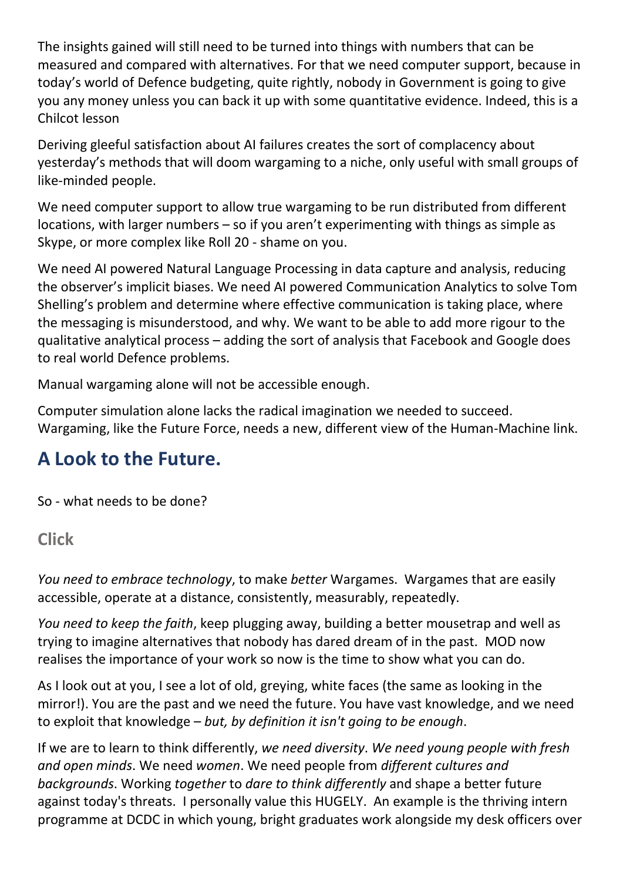The insights gained will still need to be turned into things with numbers that can be measured and compared with alternatives. For that we need computer support, because in today's world of Defence budgeting, quite rightly, nobody in Government is going to give you any money unless you can back it up with some quantitative evidence. Indeed, this is a Chilcot lesson

Deriving gleeful satisfaction about AI failures creates the sort of complacency about yesterday's methods that will doom wargaming to a niche, only useful with small groups of like-minded people.

We need computer support to allow true wargaming to be run distributed from different locations, with larger numbers – so if you aren't experimenting with things as simple as Skype, or more complex like Roll 20 - shame on you.

We need AI powered Natural Language Processing in data capture and analysis, reducing the observer's implicit biases. We need AI powered Communication Analytics to solve Tom Shelling's problem and determine where effective communication is taking place, where the messaging is misunderstood, and why. We want to be able to add more rigour to the qualitative analytical process – adding the sort of analysis that Facebook and Google does to real world Defence problems.

Manual wargaming alone will not be accessible enough.

Computer simulation alone lacks the radical imagination we needed to succeed. Wargaming, like the Future Force, needs a new, different view of the Human-Machine link.

## A Look to the Future.

So - what needs to be done?

### Click

*You need to embrace technology*, to make *better* Wargames. Wargames that are easily accessible, operate at a distance, consistently, measurably, repeatedly.

*You need to keep the faith*, keep plugging away, building a better mousetrap and well as trying to imagine alternatives that nobody has dared dream of in the past. MOD now realises the importance of your work so now is the time to show what you can do.

As I look out at you, I see a lot of old, greying, white faces (the same as looking in the mirror!). You are the past and we need the future. You have vast knowledge, and we need to exploit that knowledge – *but, by definition it isn't going to be enough*.

If we are to learn to think differently, *we need diversity*. *We need young people with fresh and open minds*. We need *women*. We need people from *different cultures and backgrounds*. Working *together* to *dare to think differently* and shape a better future against today's threats. I personally value this HUGELY. An example is the thriving intern programme at DCDC in which young, bright graduates work alongside my desk officers over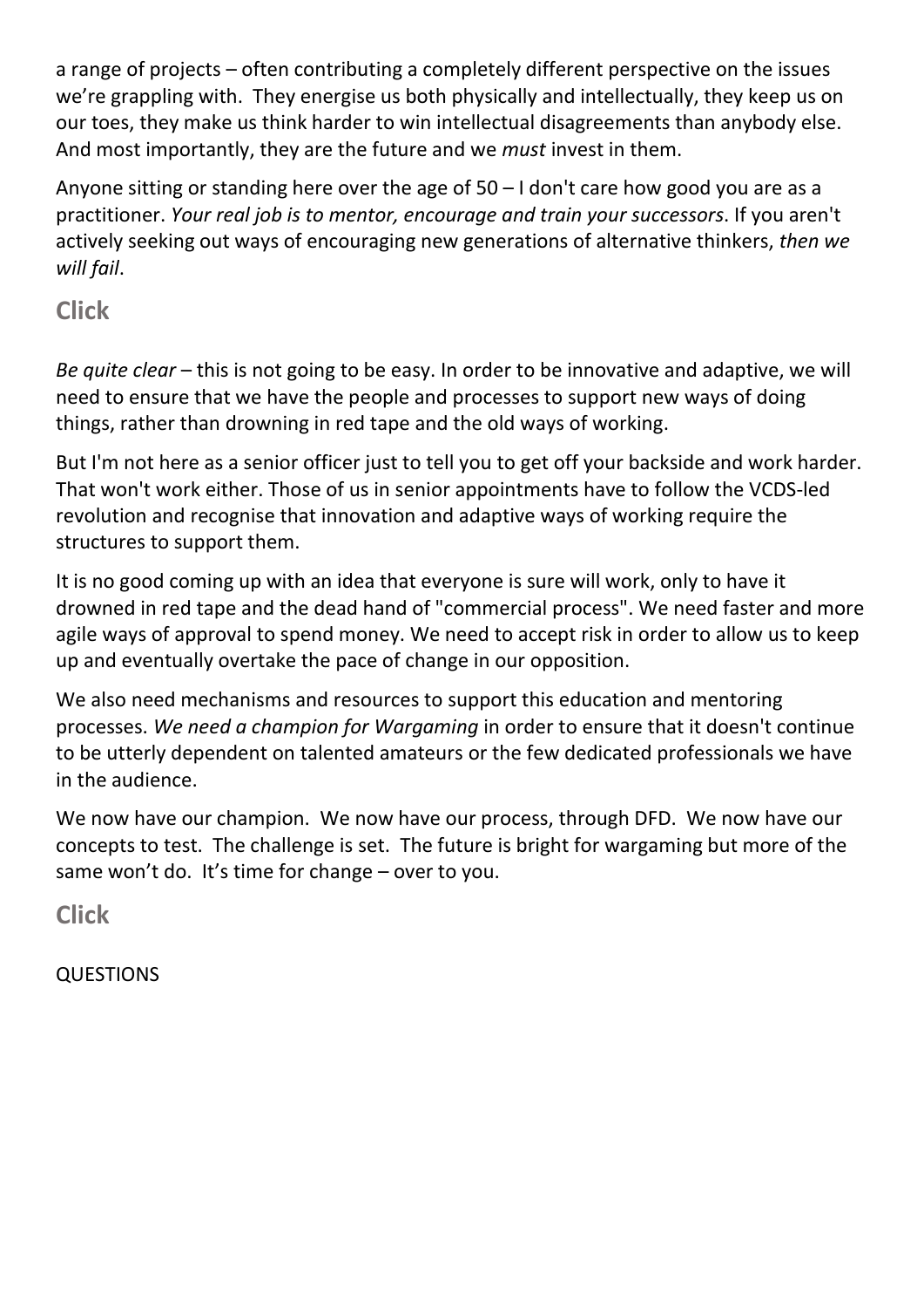a range of projects – often contributing a completely different perspective on the issues we're grappling with. They energise us both physically and intellectually, they keep us on our toes, they make us think harder to win intellectual disagreements than anybody else. And most importantly, they are the future and we *must* invest in them.

Anyone sitting or standing here over the age of 50 – I don't care how good you are as a practitioner. *Your real job is to mentor, encourage and train your successors*. If you aren't actively seeking out ways of encouraging new generations of alternative thinkers, *then we will fail*.

## Click

*Be quite clear* – this is not going to be easy. In order to be innovative and adaptive, we will need to ensure that we have the people and processes to support new ways of doing things, rather than drowning in red tape and the old ways of working.

But I'm not here as a senior officer just to tell you to get off your backside and work harder. That won't work either. Those of us in senior appointments have to follow the VCDS-led revolution and recognise that innovation and adaptive ways of working require the structures to support them.

It is no good coming up with an idea that everyone is sure will work, only to have it drowned in red tape and the dead hand of "commercial process". We need faster and more agile ways of approval to spend money. We need to accept risk in order to allow us to keep up and eventually overtake the pace of change in our opposition.

We also need mechanisms and resources to support this education and mentoring processes. *We need a champion for Wargaming* in order to ensure that it doesn't continue to be utterly dependent on talented amateurs or the few dedicated professionals we have in the audience.

We now have our champion. We now have our process, through DFD. We now have our concepts to test. The challenge is set. The future is bright for wargaming but more of the same won't do. It's time for change – over to you.

## Click

QUESTIONS